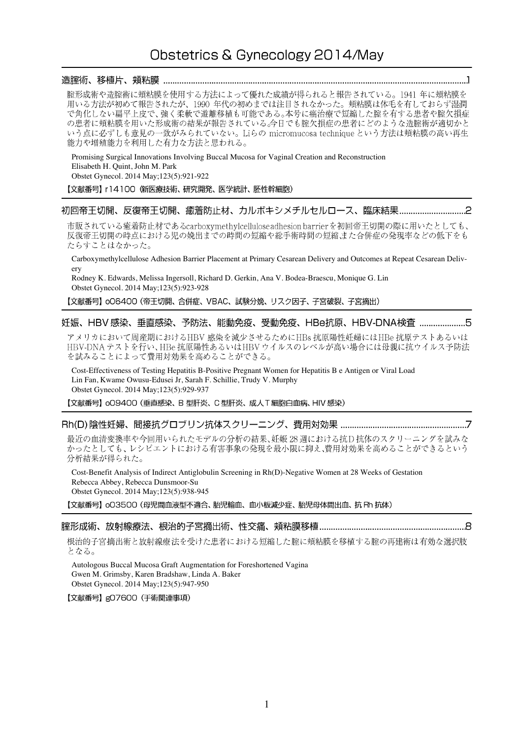# Obstetrics & Gynecology 2014/May

## 造膣術、移植片、頬粘膜 ..........1

膣形成術や造膣術に頬粘膜を使用する方法によって優れた成績が得られると報告されている。1941 年に頬粘膜を用いる方法が初めて報告されたが、1990 年代の初めまでは注目されなかった。頬粘膜は体毛を有しておらず湿潤で角化しない扁平上皮で、強く柔軟で遊離移植も可能である。本号に癌治療で短縮した膣を有する患者や膣欠損症の患者に頬粘膜を用いた形成術の結果が報告されている。今日でも膣欠損症の患者にどのような造膣術が適切かという点に必ずしも意見の一致がみられていない。Liらの micromucosa technique という方法は頬粘膜の高い再生能力や増殖能力を利用した有力な方法と思われる。

Promising Surgical Innovations Involving Buccal Mucosa for Vaginal Creation and Reconstruction
Elisabeth H. Quint, John M. Park
Obstet Gynecol. 2014 May;123(5):921-922

**【文献番号】** r14100（新医療技術、研究開発、医学統計、胚性幹細胞）

## 初回帝王切開、反復帝王切開、癒着防止材、カルボキシメチルセルロース、臨床結果..........2

市販されている癒着防止材であるcarboxymethylcelluloseadhesion barrierを初回帝王切開の際に用いたとしても、反復帝王切開の時点における児の娩出までの時間の短縮や総手術時間の短縮,また合併症の発現率などの低下をもたらすことはなかった。

Carboxymethylcellulose Adhesion Barrier Placement at Primary Cesarean Delivery and Outcomes at Repeat Cesarean Delivery
Rodney K. Edwards, Melissa Ingersoll, Richard D. Gerkin, Ana V. Bodea-Braescu, Monique G. Lin
Obstet Gynecol. 2014 May;123(5):923-928

**【文献番号】** o06400（帝王切開、合併症、VBAC、試験分娩、リスク因子、子宮破裂、子宮摘出）

## 妊娠、HBV 感染、垂直感染、予防法、能動免疫、受動免疫、HBe抗原、HBV-DNA検査 ..........5

アメリカにおいて周産期におけるHBV 感染を減少させるためにHBs 抗原陽性妊婦にはHBe 抗原テストあるいはHBV-DNA テストを行い、HBe 抗原陽性あるいはHBV ウイルスのレベルが高い場合には母親に抗ウイルス予防法を試みることによって費用対効果を高めることができる。

Cost-Effectiveness of Testing Hepatitis B-Positive Pregnant Women for Hepatitis B e Antigen or Viral Load
Lin Fan, Kwame Owusu-Edusei Jr, Sarah F. Schillie, Trudy V. Murphy
Obstet Gynecol. 2014 May;123(5):929-937

**【文献番号】** o09400（垂直感染、B 型肝炎、C 型肝炎、成人T細胞白血病、HIV 感染）

## Rh(D) 陰性妊婦、間接抗グロブリン抗体スクリーニング、費用対効果 ..........7

最近の血清変換率や今回用いられたモデルの分析の結果、妊娠 28 週における抗D 抗体のスクリーニングを試みなかったとしても、レシピエントにおける有害事象の発現を最小限に抑え、費用対効果を高めることができるという分析結果が得られた。

Cost-Benefit Analysis of Indirect Antiglobulin Screening in Rh(D)-Negative Women at 28 Weeks of Gestation
Rebecca Abbey, Rebecca Dunsmoor-Su
Obstet Gynecol. 2014 May;123(5):938-945

**【文献番号】** o03500（母児間血液型不適合、胎児輸血、血小板減少症、胎児母体間出血、抗 Rh 抗体）

## 膣形成術、放射線療法、根治的子宮摘出術、性交痛、頬粘膜移植..........8

根治的子宮摘出術と放射線療法を受けた患者における短縮した膣に頬粘膜を移植する膣の再建術は有効な選択肢となる。

Autologous Buccal Mucosa Graft Augmentation for Foreshortened Vagina
Gwen M. Grimsby, Karen Bradshaw, Linda A. Baker
Obstet Gynecol. 2014 May;123(5):947-950

**【文献番号】** g07600（手術関連事項）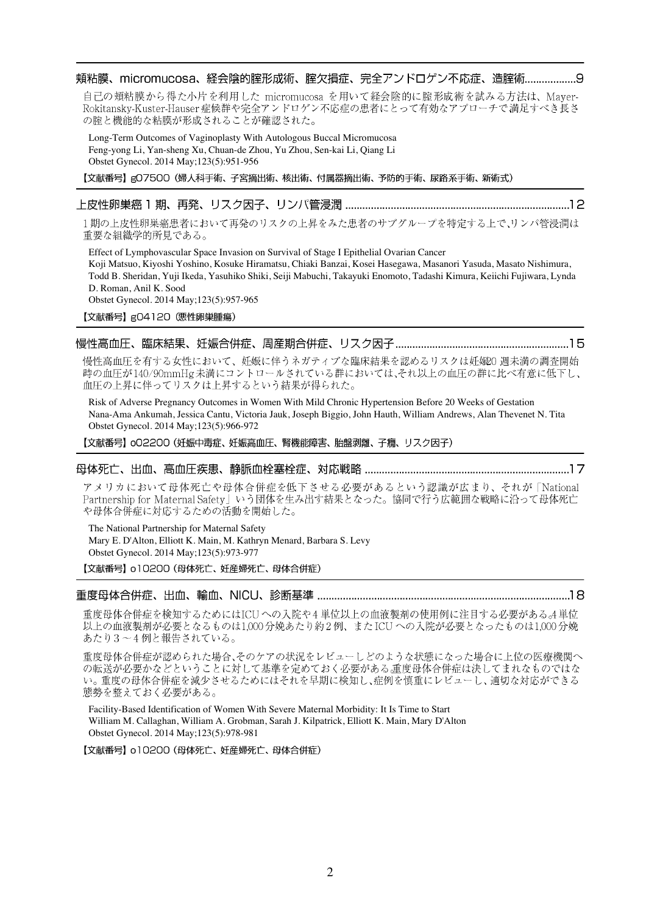## 頬粘膜、micromucosa、経会陰的腟形成術、腟欠損症、完全アンドロゲン不応症、造腟術..................9

自己の頬粘膜から得た小片を利用した micromucosa を用いて経会陰的に腟形成術を試みる方法は、Mayer-Rokitansky-Kuster-Hauser 症候群や完全アンドロゲン不応症の患者にとって有効なアプローチで満足すべき長さの腟と機能的な粘膜が形成されることが確認された。

Long-Term Outcomes of Vaginoplasty With Autologous Buccal Micromucosa
Feng-yong Li, Yan-sheng Xu, Chuan-de Zhou, Yu Zhou, Sen-kai Li, Qiang Li
Obstet Gynecol. 2014 May;123(5):951-956

【文献番号】g07500（婦人科手術、子宮摘出術、核出術、付属器摘出術、予防的手術、尿路系手術、新術式）

## 上皮性卵巣癌 1 期、再発、リスク因子、リンパ管浸潤 ..............................................................................12

1 期の上皮性卵巣癌患者において再発のリスクの上昇をみた患者のサブグループを特定する上で､リンパ管浸潤は重要な組織学的所見である。

Effect of Lymphovascular Space Invasion on Survival of Stage I Epithelial Ovarian Cancer
Koji Matsuo, Kiyoshi Yoshino, Kosuke Hiramatsu, Chiaki Banzai, Kosei Hasegawa, Masanori Yasuda, Masato Nishimura, Todd B. Sheridan, Yuji Ikeda, Yasuhiko Shiki, Seiji Mabuchi, Takayuki Enomoto, Tadashi Kimura, Keiichi Fujiwara, Lynda D. Roman, Anil K. Sood
Obstet Gynecol. 2014 May;123(5):957-965

【文献番号】g04120（悪性卵巣腫瘍）

## 慢性高血圧、臨床結果、妊娠合併症、周産期合併症、リスク因子............................................................15

慢性高血圧を有する女性において、妊娠に伴うネガティブな臨床結果を認めるリスクは妊娠20 週未満の調査開始時の血圧が140/90mmHg 未満にコントロールされている群においては､それ以上の血圧の群に比べ有意に低下し、血圧の上昇に伴ってリスクは上昇するという結果が得られた。

Risk of Adverse Pregnancy Outcomes in Women With Mild Chronic Hypertension Before 20 Weeks of Gestation
Nana-Ama Ankumah, Jessica Cantu, Victoria Jauk, Joseph Biggio, John Hauth, William Andrews, Alan Thevenet N. Tita
Obstet Gynecol. 2014 May;123(5):966-972

【文献番号】o02200（妊娠中毒症、妊娠高血圧、腎機能障害、胎盤剥離、子癇、リスク因子）

## 母体死亡、出血、高血圧疾患、静脈血栓塞栓症、対応戦略 .......................................................................17

アメリカにおいて母体死亡や母体合併症を低下させる必要があるという認識が広まり、それが「National Partnership for Maternal Safety」いう団体を生み出す結果となった。協同で行う広範囲な戦略に沿って母体死亡や母体合併症に対応するための活動を開始した。

The National Partnership for Maternal Safety
Mary E. D'Alton, Elliott K. Main, M. Kathryn Menard, Barbara S. Levy
Obstet Gynecol. 2014 May;123(5):973-977

【文献番号】o10200（母体死亡、妊産婦死亡、母体合併症）

## 重度母体合併症、出血、輸血、NICU、診断基準 ........................................................................................18

重度母体合併症を検知するためにはICU への入院や4 単位以上の血液製剤の使用例に注目する必要がある｡4 単位以上の血液製剤が必要となるものは1,000 分娩あたり約2 例、またICU への入院が必要となったものは1,000 分娩あたり3 ～4 例と報告されている。

重度母体合併症が認められた場合､そのケアの状況をレビューしどのような状態になった場合に上位の医療機関への転送が必要かなどということに対して基準を定めておく必要がある｡重度母体合併症は決してまれなものではない。重度の母体合併症を減少させるためにはそれを早期に検知し､症例を慎重にレビューし、適切な対応ができる態勢を整えておく必要がある。

Facility-Based Identification of Women With Severe Maternal Morbidity: It Is Time to Start
William M. Callaghan, William A. Grobman, Sarah J. Kilpatrick, Elliott K. Main, Mary D'Alton
Obstet Gynecol. 2014 May;123(5):978-981

【文献番号】o10200（母体死亡、妊産婦死亡、母体合併症）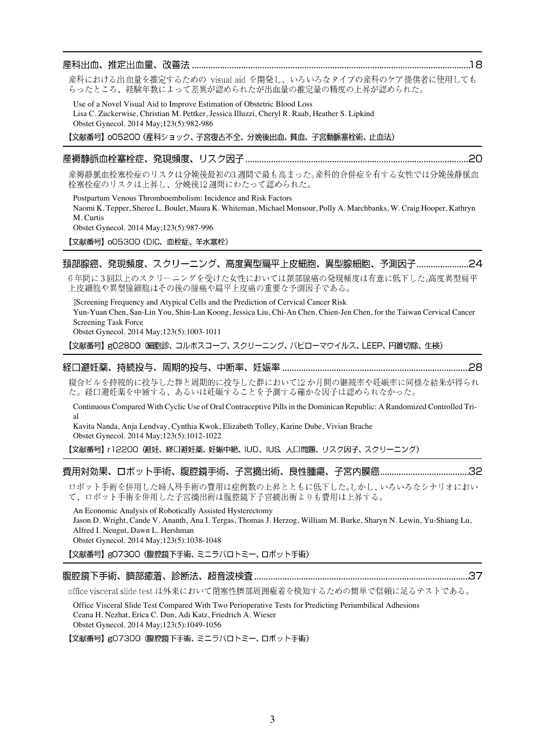## 産科出血、推定出血量、改善法 ........................................ 18

産科における出血量を推定するための visual aid を開発し、いろいろなタイプの産科のケア提供者に使用してもらったところ、経験年数によって差異が認められたが出血量の推定量の精度の上昇が認められた。

Use of a Novel Visual Aid to Improve Estimation of Obstetric Blood Loss
Lisa C. Zuckerwise, Christian M. Pettker, Jessica Illuzzi, Cheryl R. Raab, Heather S. Lipkind
Obstet Gynecol. 2014 May;123(5):982-986

【文献番号】o05200（産科ショック、子宮復古不全、分娩後出血、貧血、子宮動脈塞栓術、止血法）

## 産褥静脈血栓塞栓症、発現頻度、リスク因子 ........................................ 20

産褥静脈血栓塞栓症のリスクは分娩後最初の3週間で最も高まった。産科的合併症を有する女性では分娩後静脈血栓塞栓症のリスクは上昇し、分娩後12週間にわたって認められた。

Postpartum Venous Thromboembolism: Incidence and Risk Factors
Naomi K. Tepper, Sheree L. Boulet, Maura K. Whiteman, Michael Monsour, Polly A. Marchbanks, W. Craig Hooper, Kathryn M. Curtis
Obstet Gynecol. 2014 May;123(5):987-996

【文献番号】o05300（DIC、血栓症、羊水塞栓）

## 頚部腺癌、発現頻度、スクリーニング、高度異型扁平上皮細胞、異型腺細胞、予測因子 ........................................ 24

6年間に3回以上のスクリーニングを受けた女性においては頚部腺癌の発現頻度は有意に低下した。高度異型扁平上皮細胞や異型腺細胞はその後の腺癌や扁平上皮癌の重要な予測因子である。

Screening Frequency and Atypical Cells and the Prediction of Cervical Cancer Risk
Yun-Yuan Chen, San-Lin You, Shin-Lan Koong, Jessica Liu, Chi-An Chen, Chien-Jen Chen, for the Taiwan Cervical Cancer Screening Task Force
Obstet Gynecol. 2014 May;123(5):1003-1011

【文献番号】g02800（細胞診、コルポスコープ、スクリーニング、パピローマウイルス、LEEP、円錐切除、生検）

## 経口避妊薬、持続投与、周期的投与、中断率、妊娠率 ........................................ 28

複合ピルを持続的に投与した群と周期的に投与した群において12か月間の継続率や妊娠率に同様な結果が得られた。経口避妊薬を中断する、あるいは妊娠することを予測する確かな因子は認められなかった。

Continuous Compared With Cyclic Use of Oral Contraceptive Pills in the Dominican Republic: A Randomized Controlled Trial
Kavita Nanda, Anja Lendvay, Cynthia Kwok, Elizabeth Tolley, Karine Dube, Vivian Brache
Obstet Gynecol. 2014 May;123(5):1012-1022

【文献番号】r12200（避妊、経口避妊薬、妊娠中絶、IUD、IUS、人口問題、リスク因子、スクリーニング）

## 費用対効果、ロボット手術、腹腔鏡手術、子宮摘出術、良性腫瘍、子宮内膜癌 ........................................ 32

ロボット手術を併用した婦人科手術の費用は症例数の上昇とともに低下した。しかし、いろいろなシナリオにおいて、ロボット手術を併用した子宮摘出術は腹腔鏡下子宮摘出術よりも費用は上昇する。

An Economic Analysis of Robotically Assisted Hysterectomy
Jason D. Wright, Cande V. Ananth, Ana I. Tergas, Thomas J. Herzog, William M. Burke, Sharyn N. Lewin, Yu-Shiang Lu, Alfred I. Neugut, Dawn L. Hershman
Obstet Gynecol. 2014 May;123(5):1038-1048

【文献番号】g07300（腹腔鏡下手術、ミニラパロトミー、ロボット手術）

## 腹腔鏡下手術、臍部癒着、診断法、超音波検査 ........................................ 37

office visceral slide test は外来において閉塞性臍部周囲癒着を検知するための簡単で信頼に足るテストである。

Office Visceral Slide Test Compared With Two Perioperative Tests for Predicting Periumbilical Adhesions
Ceana H. Nezhat, Erica C. Dun, Adi Katz, Friedrich A. Wieser
Obstet Gynecol. 2014 May;123(5):1049-1056

【文献番号】g07300（腹腔鏡下手術、ミニラパロトミー、ロボット手術）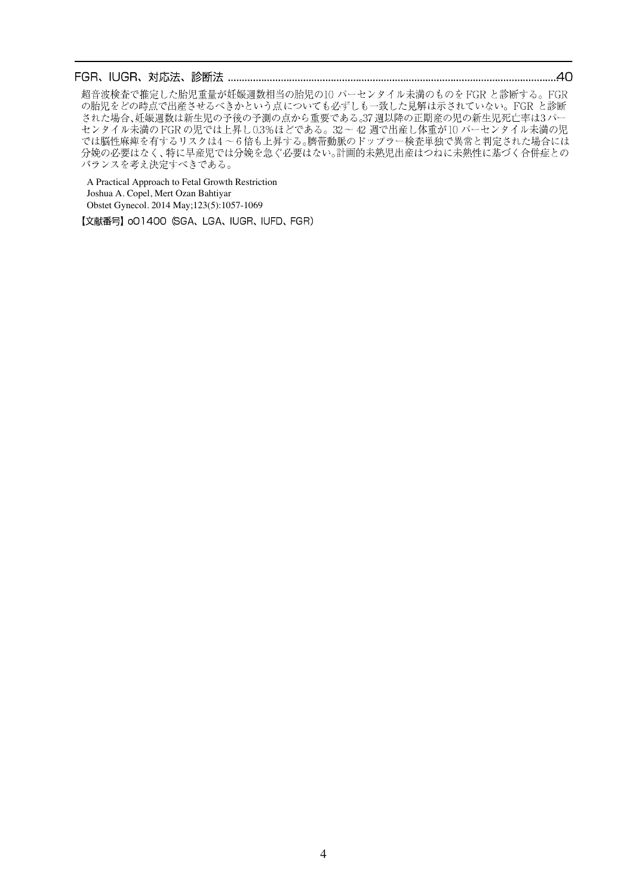FGR、IUGR、対応法、診断法 ....................................................................................................................40

超音波検査で推定した胎児重量が妊娠週数相当の胎児の10 パーセンタイル未満のものをFGR と診断する。FGR の胎児をどの時点で出産させるべきかという点についても必ずしも一致した見解は示されていない。FGR と診断された場合、妊娠週数は新生児の予後の予測の点から重要である。37 週以降の正期産の児の新生児死亡率は3パーセンタイル未満のFGR の児では上昇し0.3%ほどである。32 ~ 42 週で出産し体重が10 パーセンタイル未満の児では脳性麻痺を有するリスクは4 ~ 6 倍も上昇する。臍帯動脈のドップラー検査単独で異常と判定された場合には分娩の必要はなく、特に早産児では分娩を急ぐ必要はない。計画的未熟児出産はつねに未熟性に基づく合併症とのバランスを考え決定すべきである。

A Practical Approach to Fetal Growth Restriction
Joshua A. Copel, Mert Ozan Bahtiyar
Obstet Gynecol. 2014 May;123(5):1057-1069

【文献番号】o01400（SGA、LGA、IUGR、IUFD、FGR）